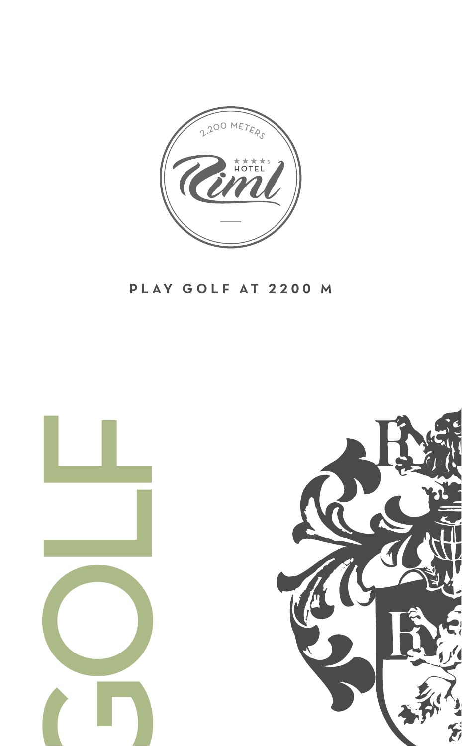2.200 METERS

HOTEL Riml

**PLAY GOLF AT 2200 M**

# GOLF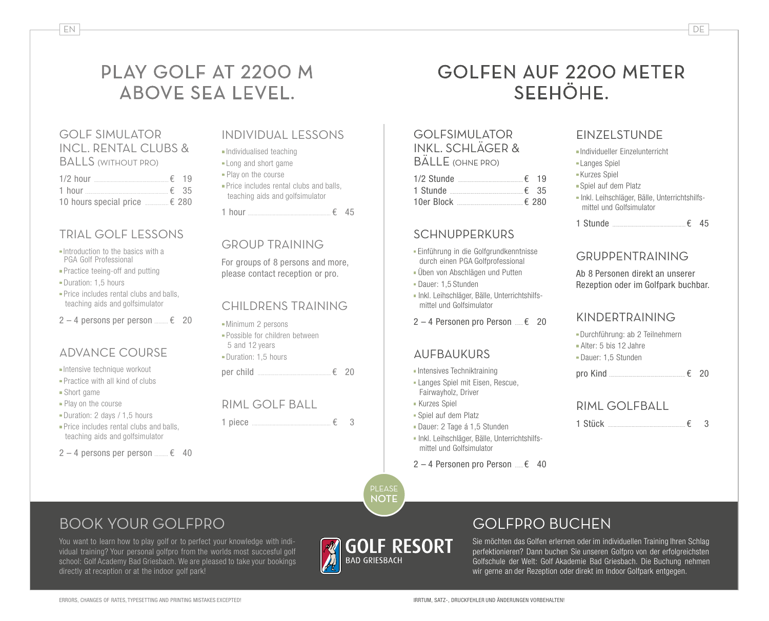EN

# PLAY GOLF AT 2200 M ABOVE SEA LEVEL.

## GOLF SIMULATOR INCL. RENTAL CLUBS & BALLS (WITHOUT PRO)

| | |
|---|---|
| 1/2 hour | € 19 |
| 1 hour | € 35 |
| 10 hours special price | € 280 |

## TRIAL GOLF LESSONS

- Introduction to the basics with a PGA Golf Professional
- Practice teeing-off and putting
- Duration: 1,5 hours
- Price includes rental clubs and balls, teaching aids and golfsimulator

| | |
|---|---|
| 2 – 4 persons per person | € 20 |

## ADVANCE COURSE

- Intensive technique workout
- Practice with all kind of clubs
- Short game
- Play on the course
- Duration: 2 days / 1,5 hours
- Price includes rental clubs and balls, teaching aids and golfsimulator

| | |
|---|---|
| 2 – 4 persons per person | € 40 |

## INDIVIDUAL LESSONS

- Individualised teaching
- Long and short game
- Play on the course
- Price includes rental clubs and balls, teaching aids and golfsimulator

| | |
|---|---|
| 1 hour | € 45 |

## GROUP TRAINING

For groups of 8 persons and more, please contact reception or pro.

## CHILDRENS TRAINING

- Minimum 2 persons
- Possible for children between 5 and 12 years
- Duration: 1,5 hours

| | |
|---|---|
| per child | € 20 |

## RIML GOLF BALL

| | |
|---|---|
| 1 piece | € 3 |

DE

# GOLFEN AUF 2200 METER SEEHÖHE.

## GOLFSIMULATOR INKL. SCHLÄGER & BÄLLE (OHNE PRO)

| | |
|---|---|
| 1/2 Stunde | € 19 |
| 1 Stunde | € 35 |
| 10er Block | € 280 |

## SCHNUPPERKURS

- Einführung in die Golfgrundkenntnisse durch einen PGA Golfprofessional
- Üben von Abschlägen und Putten
- Dauer: 1,5 Stunden
- Inkl. Leihschläger, Bälle, Unterrichtshilfsmittel und Golfsimulator

| | |
|---|---|
| 2 – 4 Personen pro Person | € 20 |

## AUFBAUKURS

- Intensives Techniktraining
- Langes Spiel mit Eisen, Rescue, Fairwayholz, Driver
- Kurzes Spiel
- Spiel auf dem Platz
- Dauer: 2 Tage á 1,5 Stunden
- Inkl. Leihschläger, Bälle, Unterrichtshilfsmittel und Golfsimulator

| | |
|---|---|
| 2 – 4 Personen pro Person | € 40 |

## EINZELSTUNDE

- Individueller Einzelunterricht
- Langes Spiel
- Kurzes Spiel
- Spiel auf dem Platz
- Inkl. Leihschläger, Bälle, Unterrichtshilfsmittel und Golfsimulator

| | |
|---|---|
| 1 Stunde | € 45 |

## GRUPPENTRAINING

Ab 8 Personen direkt an unserer Rezeption oder im Golfpark buchbar.

## KINDERTRAINING

- Durchführung: ab 2 Teilnehmern
- Alter: 5 bis 12 Jahre
- Dauer: 1,5 Stunden

| | |
|---|---|
| pro Kind | € 20 |

## RIML GOLFBALL

| | |
|---|---|
| 1 Stück | € 3 |

PLEASE NOTE

## BOOK YOUR GOLFPRO

You want to learn how to play golf or to perfect your knowledge with individual training? Your personal golfpro from the worlds most succesful golf school: Golf Academy Bad Griesbach. We are pleased to take your bookings directly at reception or at the indoor golf park!

GOLF RESORT BAD GRIESBACH

## GOLFPRO BUCHEN

Sie möchten das Golfen erlernen oder im individuellen Training Ihren Schlag perfektionieren? Dann buchen Sie unseren Golfpro von der erfolgreichsten Golfschule der Welt: Golf Akademie Bad Griesbach. Die Buchung nehmen wir gerne an der Rezeption oder direkt im Indoor Golfpark entgegen.

ERRORS, CHANGES OF RATES, TYPESETTING AND PRINTING MISTAKES EXCEPTED!

IRRTUM, SATZ-, DRUCKFEHLER UND ÄNDERUNGEN VORBEHALTEN!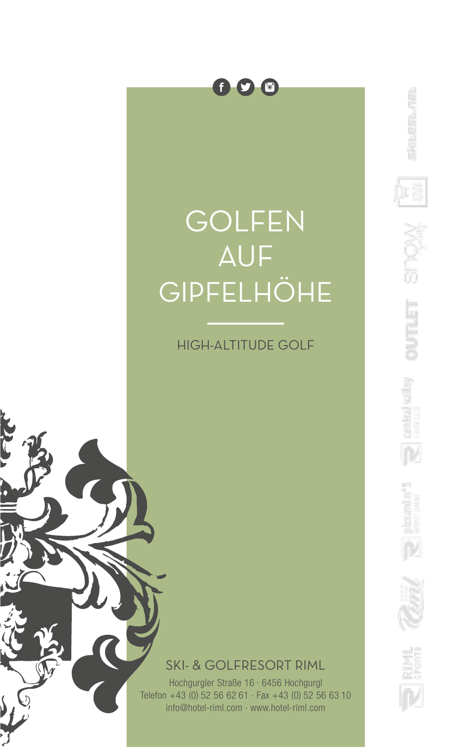# GOLFEN AUF GIPFELHÖHE

HIGH-ALTITUDE GOLF

SKI- & GOLFRESORT RIML

Hochgurgler Straße 16 · 6456 Hochgurgl
Telefon +43 (0) 52 56 62 61 · Fax +43 (0) 52 56 63 10
info@hotel-riml.com · www.hotel-riml.com